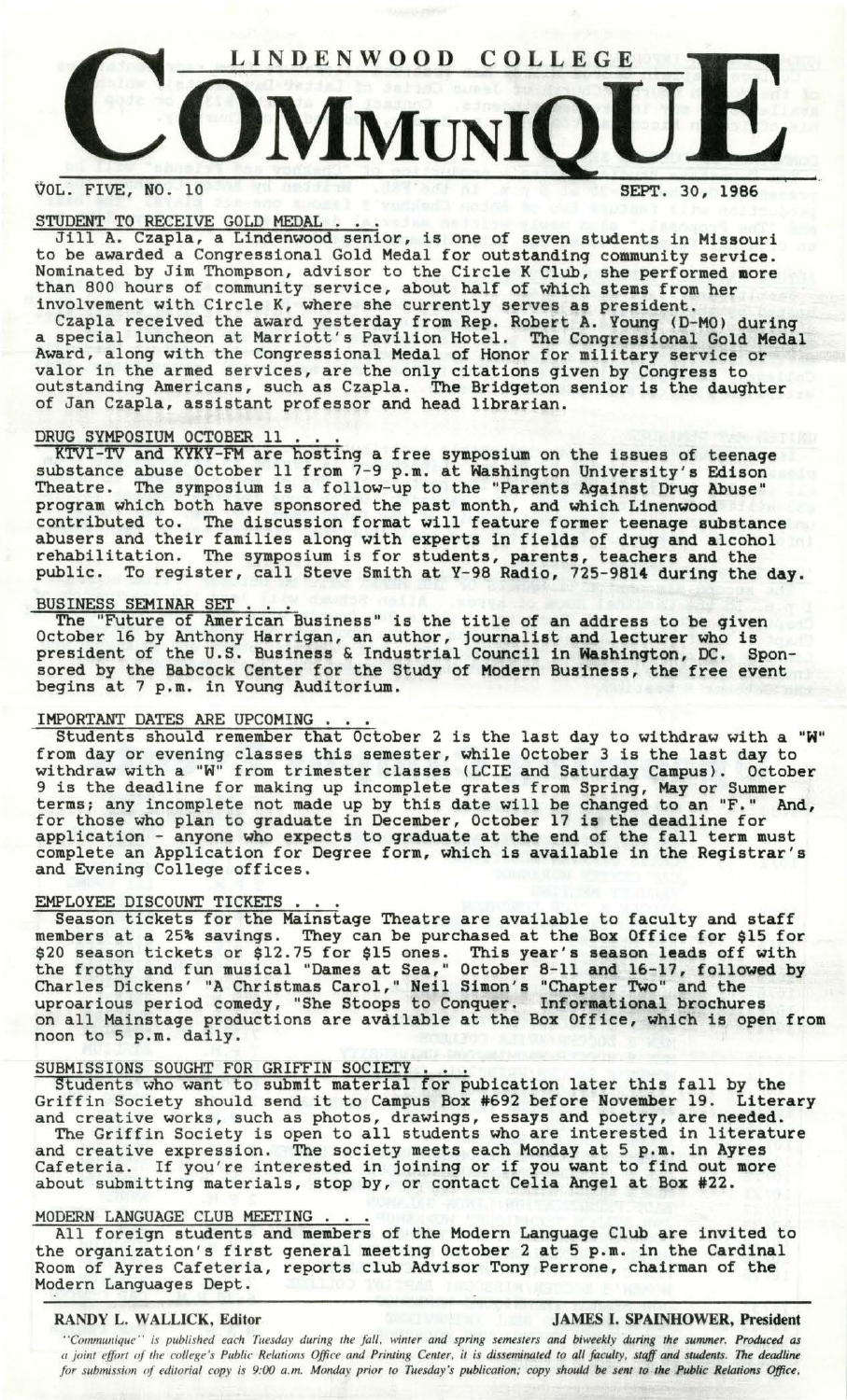# LINDENWOOD COLLEGE COMMUNIQUE

VOL. FIVE, NO. 10 SEPT. 30, 1986

## STUDENT TO RECEIVE GOLD MEDAL . . .

Jill A. Czapla, a Lindenwood senior, is one of seven students in Missouri to be awarded a Congressional Gold Medal for outstanding community service. Nominated by Jim Thompson, advisor to the Circle K Club, she performed more than 800 hours of community service, about half of which stems from her involvement with Circle K, where she currently serves as president.

Czapla received the award yesterday from Rep. Robert A. Young (D-MO) during a special luncheon at Marriott's Pavilion Hotel. The Congressional Gold Medal Award, along with the Congressional Medal of Honor for military service or valor in the armed services, are the only citations given by Congress to outstanding Americans, such as Czapla. The Bridgeton senior is the daughter of Jan Czapla, assistant professor and head librarian.

## DRUG SYMPOSIUM OCTOBER 11 . . .

KTVI-TV and KYKY-FM are hosting a free symposium on the issues of teenage substance abuse October 11 from 7-9 p.m. at Washington University's Edison Theatre. The symposium is a follow-up to the "Parents Against Drug Abuse" program which both have sponsored the past month, and which Linenwood contributed to. The discussion format will feature former teenage substance abusers and their families along with experts in fields of drug and alcohol rehabilitation. The symposium is for students, parents, teachers and the public. To register, call Steve Smith at Y-98 Radio, 725-9814 during the day.

## BUSINESS SEMINAR SET . . .

The "Future of American Business" is the title of an address to be given October 16 by Anthony Harrigan, an author, journalist and lecturer who is president of the U.S. Business & Industrial Council in Washington, DC. Sponsored by the Babcock Center for the Study of Modern Business, the free event begins at 7 p.m. in Young Auditorium.

## IMPORTANT DATES ARE UPCOMING . . .

Students should remember that October 2 is the last day to withdraw with a "W" from day or evening classes this semester, while October 3 is the last day to withdraw with a "W" from trimester classes (LCIE and Saturday Campus). October 9 is the deadline for making up incomplete grates from Spring, May or Summer terms; any incomplete not made up by this date will be changed to an "F." And, for those who plan to graduate in December, October 17 is the deadline for application - anyone who expects to graduate at the end of the fall term must complete an Application for Degree form, which is available in the Registrar's and Evening College offices.

## EMPLOYEE DISCOUNT TICKETS . . .

Season tickets for the Mainstage Theatre are available to faculty and staff members at a 25% savings. They can be purchased at the Box Office for $15 for $20 season tickets or $12.75 for $15 ones. This year's season leads off with the frothy and fun musical "Dames at Sea," October 8-11 and 16-17, followed by Charles Dickens' "A Christmas Carol," Neil Simon's "Chapter Two" and the uproarious period comedy, "She Stoops to Conquer." Informational brochures on all Mainstage productions are available at the Box Office, which is open from noon to 5 p.m. daily.

## SUBMISSIONS SOUGHT FOR GRIFFIN SOCIETY . . .

Students who want to submit material for publication later this fall by the Griffin Society should send it to Campus Box #692 before November 19. Literary and creative works, such as photos, drawings, essays and poetry, are needed.

The Griffin Society is open to all students who are interested in literature and creative expression. The society meets each Monday at 5 p.m. in Ayres Cafeteria. If you're interested in joining or if you want to find out more about submitting materials, stop by, or contact Celia Angel at Box #22.

## MODERN LANGUAGE CLUB MEETING . . .

All foreign students and members of the Modern Language Club are invited to the organization's first general meeting October 2 at 5 p.m. in the Cardinal Room of Ayres Cafeteria, reports club Advisor Tony Perrone, chairman of the Modern Languages Dept.

**RANDY L. WALLICK, Editor** **JAMES I. SPAINHOWER, President**

*"Communique" is published each Tuesday during the fall, winter and spring semesters and biweekly during the summer. Produced as a joint effort of the college's Public Relations Office and Printing Center, it is disseminated to all faculty, staff and students. The deadline for submission of editorial copy is 9:00 a.m. Monday prior to Tuesday's publication; copy should be sent to the Public Relations Office.*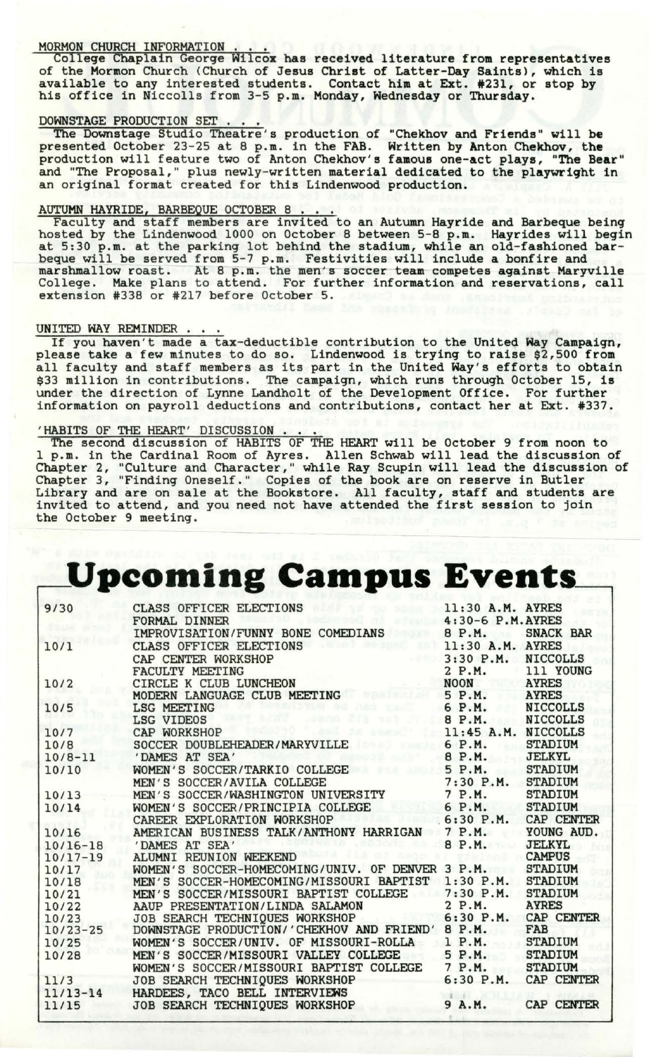## MORMON CHURCH INFORMATION . . .

College Chaplain George Wilcox has received literature from representatives of the Mormon Church (Church of Jesus Christ of Latter-Day Saints), which is available to any interested students. Contact him at Ext. #231, or stop by his office in Niccolls from 3-5 p.m. Monday, Wednesday or Thursday.

## DOWNSTAGE PRODUCTION SET . . .

The Downstage Studio Theatre's production of "Chekhov and Friends" will be presented October 23-25 at 8 p.m. in the FAB. Written by Anton Chekhov, the production will feature two of Anton Chekhov's famous one-act plays, "The Bear" and "The Proposal," plus newly-written material dedicated to the playwright in an original format created for this Lindenwood production.

## AUTUMN HAYRIDE, BARBEQUE OCTOBER 8 . . .

Faculty and staff members are invited to an Autumn Hayride and Barbeque being hosted by the Lindenwood 1000 on October 8 between 5-8 p.m. Hayrides will begin at 5:30 p.m. at the parking lot behind the stadium, while an old-fashioned barbeque will be served from 5-7 p.m. Festivities will include a bonfire and marshmallow roast. At 8 p.m. the men's soccer team competes against Maryville College. Make plans to attend. For further information and reservations, call extension #338 or #217 before October 5.

## UNITED WAY REMINDER . . .

If you haven't made a tax-deductible contribution to the United Way Campaign, please take a few minutes to do so. Lindenwood is trying to raise $2,500 from all faculty and staff members as its part in the United Way's efforts to obtain $33 million in contributions. The campaign, which runs through October 15, is under the direction of Lynne Landholt of the Development Office. For further information on payroll deductions and contributions, contact her at Ext. #337.

## 'HABITS OF THE HEART' DISCUSSION . . .

The second discussion of HABITS OF THE HEART will be October 9 from noon to 1 p.m. in the Cardinal Room of Ayres. Allen Schwab will lead the discussion of Chapter 2, "Culture and Character," while Ray Scupin will lead the discussion of Chapter 3, "Finding Oneself." Copies of the book are on reserve in Butler Library and are on sale at the Bookstore. All faculty, staff and students are invited to attend, and you need not have attended the first session to join the October 9 meeting.

# Upcoming Campus Events

| | | | |
|---|---|---|---|
| 9/30 | CLASS OFFICER ELECTIONS | 11:30 A.M. | AYRES |
| | FORMAL DINNER | 4:30-6 P.M. | AYRES |
| | IMPROVISATION/FUNNY BONE COMEDIANS | 8 P.M. | SNACK BAR |
| 10/1 | CLASS OFFICER ELECTIONS | 11:30 A.M. | AYRES |
| | CAP CENTER WORKSHOP | 3:30 P.M. | NICCOLLS |
| | FACULTY MEETING | 2 P.M. | 111 YOUNG |
| 10/2 | CIRCLE K CLUB LUNCHEON | NOON | AYRES |
| | MODERN LANGUAGE CLUB MEETING | 5 P.M. | AYRES |
| 10/5 | LSG MEETING | 6 P.M. | NICCOLLS |
| | LSG VIDEOS | 8 P.M. | NICCOLLS |
| 10/7 | CAP WORKSHOP | 11:45 A.M. | NICCOLLS |
| 10/8 | SOCCER DOUBLEHEADER/MARYVILLE | 6 P.M. | STADIUM |
| 10/8-11 | 'DAMES AT SEA' | 8 P.M. | JELKYL |
| 10/10 | WOMEN'S SOCCER/TARKIO COLLEGE | 5 P.M. | STADIUM |
| | MEN'S SOCCER/AVILA COLLEGE | 7:30 P.M. | STADIUM |
| 10/13 | MEN'S SOCCER/WASHINGTON UNIVERSITY | 7 P.M. | STADIUM |
| 10/14 | WOMEN'S SOCCER/PRINCIPIA COLLEGE | 6 P.M. | STADIUM |
| | CAREER EXPLORATION WORKSHOP | 6:30 P.M. | CAP CENTER |
| 10/16 | AMERICAN BUSINESS TALK/ANTHONY HARRIGAN | 7 P.M. | YOUNG AUD. |
| 10/16-18 | 'DAMES AT SEA' | 8 P.M. | JELKYL |
| 10/17-19 | ALUMNI REUNION WEEKEND | | CAMPUS |
| 10/17 | WOMEN'S SOCCER-HOMECOMING/UNIV. OF DENVER | 3 P.M. | STADIUM |
| 10/18 | MEN'S SOCCER-HOMECOMING/MISSOURI BAPTIST | 1:30 P.M. | STADIUM |
| 10/21 | MEN'S SOCCER/MISSOURI BAPTIST COLLEGE | 7:30 P.M. | STADIUM |
| 10/22 | AAUP PRESENTATION/LINDA SALAMON | 2 P.M. | AYRES |
| 10/23 | JOB SEARCH TECHNIQUES WORKSHOP | 6:30 P.M. | CAP CENTER |
| 10/23-25 | DOWNSTAGE PRODUCTION/'CHEKHOV AND FRIEND' | 8 P.M. | FAB |
| 10/25 | WOMEN'S SOCCER/UNIV. OF MISSOURI-ROLLA | 1 P.M. | STADIUM |
| 10/28 | MEN'S SOCCER/MISSOURI VALLEY COLLEGE | 5 P.M. | STADIUM |
| | WOMEN'S SOCCER/MISSOURI BAPTIST COLLEGE | 7 P.M. | STADIUM |
| 11/3 | JOB SEARCH TECHNIQUES WORKSHOP | 6:30 P.M. | CAP CENTER |
| 11/13-14 | HARDEES, TACO BELL INTERVIEWS | | |
| 11/15 | JOB SEARCH TECHNIQUES WORKSHOP | 9 A.M. | CAP CENTER |